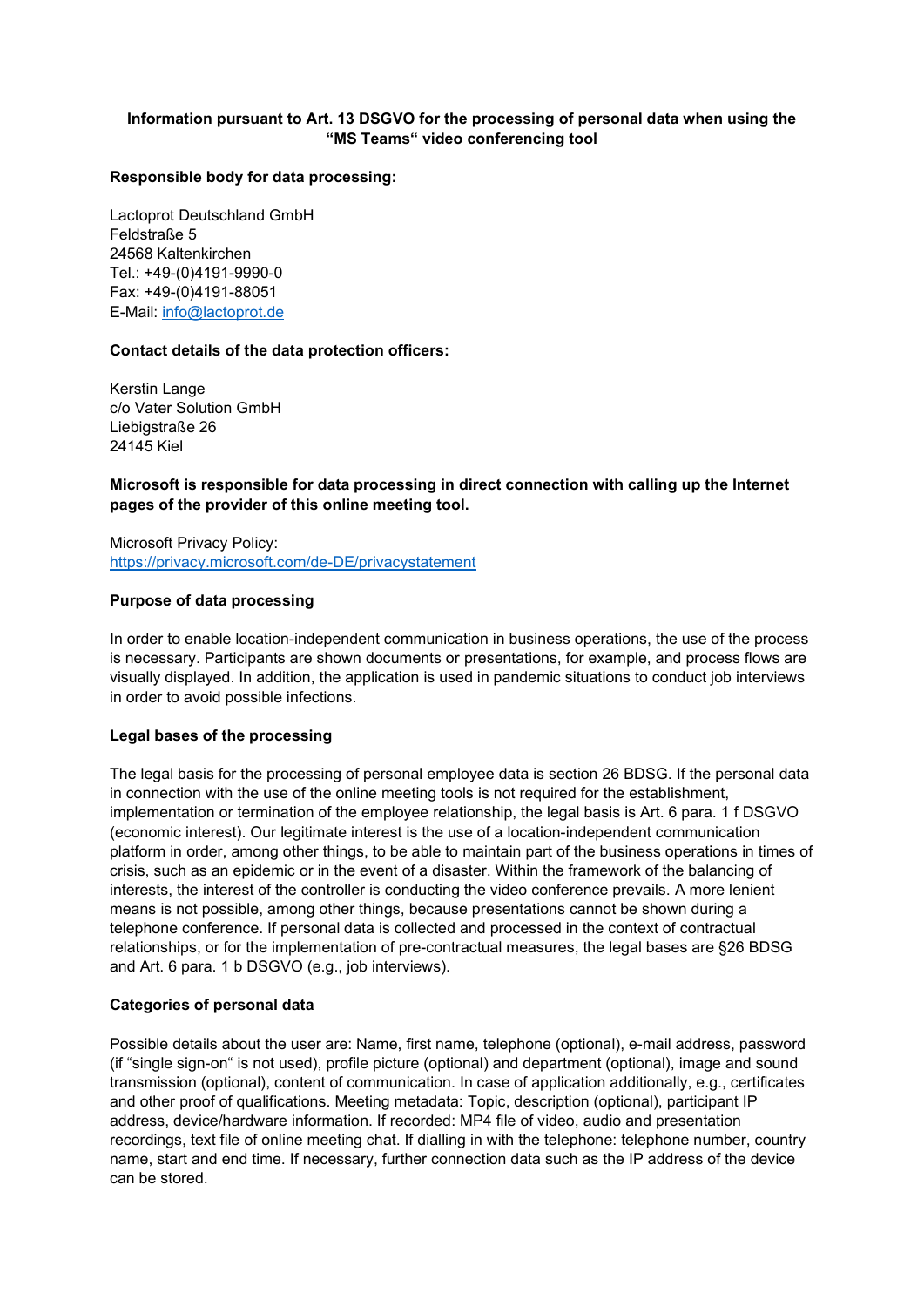**Information pursuant to Art. 13 DSGVO for the processing of personal data when using the "MS Teams" video conferencing tool**

**Responsible body for data processing:**

Lactoprot Deutschland GmbH
Feldstraße 5
24568 Kaltenkirchen
Tel.: +49-(0)4191-9990-0
Fax: +49-(0)4191-88051
E-Mail: info@lactoprot.de

**Contact details of the data protection officers:**

Kerstin Lange
c/o Vater Solution GmbH
Liebigstraße 26
24145 Kiel

**Microsoft is responsible for data processing in direct connection with calling up the Internet pages of the provider of this online meeting tool.**

Microsoft Privacy Policy:
https://privacy.microsoft.com/de-DE/privacystatement

**Purpose of data processing**

In order to enable location-independent communication in business operations, the use of the process is necessary. Participants are shown documents or presentations, for example, and process flows are visually displayed. In addition, the application is used in pandemic situations to conduct job interviews in order to avoid possible infections.

**Legal bases of the processing**

The legal basis for the processing of personal employee data is section 26 BDSG. If the personal data in connection with the use of the online meeting tools is not required for the establishment, implementation or termination of the employee relationship, the legal basis is Art. 6 para. 1 f DSGVO (economic interest). Our legitimate interest is the use of a location-independent communication platform in order, among other things, to be able to maintain part of the business operations in times of crisis, such as an epidemic or in the event of a disaster. Within the framework of the balancing of interests, the interest of the controller is conducting the video conference prevails. A more lenient means is not possible, among other things, because presentations cannot be shown during a telephone conference. If personal data is collected and processed in the context of contractual relationships, or for the implementation of pre-contractual measures, the legal bases are §26 BDSG and Art. 6 para. 1 b DSGVO (e.g., job interviews).

**Categories of personal data**

Possible details about the user are: Name, first name, telephone (optional), e-mail address, password (if "single sign-on" is not used), profile picture (optional) and department (optional), image and sound transmission (optional), content of communication. In case of application additionally, e.g., certificates and other proof of qualifications. Meeting metadata: Topic, description (optional), participant IP address, device/hardware information. If recorded: MP4 file of video, audio and presentation recordings, text file of online meeting chat. If dialling in with the telephone: telephone number, country name, start and end time. If necessary, further connection data such as the IP address of the device can be stored.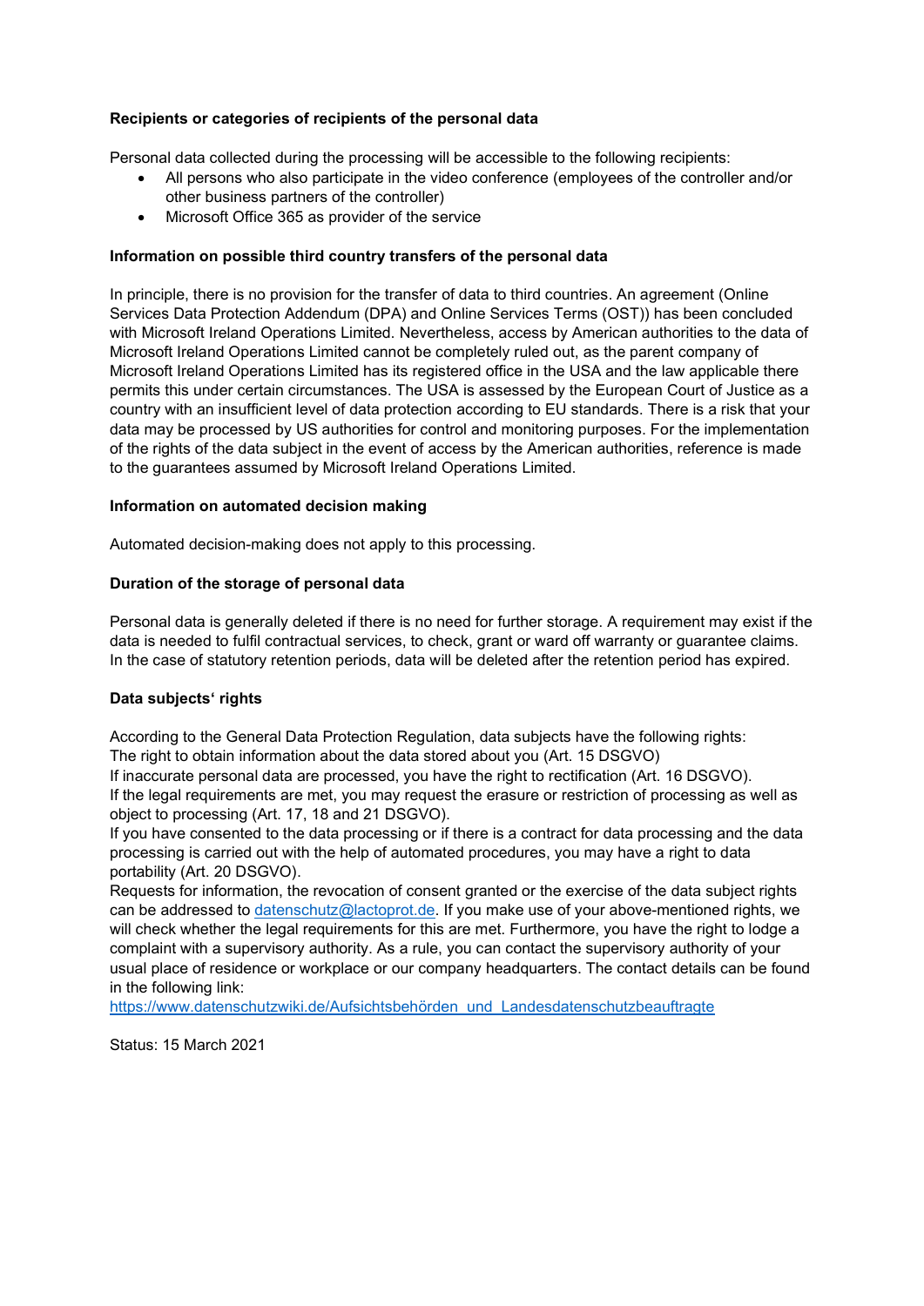**Recipients or categories of recipients of the personal data**

Personal data collected during the processing will be accessible to the following recipients:

- All persons who also participate in the video conference (employees of the controller and/or other business partners of the controller)
- Microsoft Office 365 as provider of the service

**Information on possible third country transfers of the personal data**

In principle, there is no provision for the transfer of data to third countries. An agreement (Online Services Data Protection Addendum (DPA) and Online Services Terms (OST)) has been concluded with Microsoft Ireland Operations Limited. Nevertheless, access by American authorities to the data of Microsoft Ireland Operations Limited cannot be completely ruled out, as the parent company of Microsoft Ireland Operations Limited has its registered office in the USA and the law applicable there permits this under certain circumstances. The USA is assessed by the European Court of Justice as a country with an insufficient level of data protection according to EU standards. There is a risk that your data may be processed by US authorities for control and monitoring purposes. For the implementation of the rights of the data subject in the event of access by the American authorities, reference is made to the guarantees assumed by Microsoft Ireland Operations Limited.

**Information on automated decision making**

Automated decision-making does not apply to this processing.

**Duration of the storage of personal data**

Personal data is generally deleted if there is no need for further storage. A requirement may exist if the data is needed to fulfil contractual services, to check, grant or ward off warranty or guarantee claims. In the case of statutory retention periods, data will be deleted after the retention period has expired.

**Data subjects‘ rights**

According to the General Data Protection Regulation, data subjects have the following rights:
The right to obtain information about the data stored about you (Art. 15 DSGVO)
If inaccurate personal data are processed, you have the right to rectification (Art. 16 DSGVO).
If the legal requirements are met, you may request the erasure or restriction of processing as well as object to processing (Art. 17, 18 and 21 DSGVO).
If you have consented to the data processing or if there is a contract for data processing and the data processing is carried out with the help of automated procedures, you may have a right to data portability (Art. 20 DSGVO).
Requests for information, the revocation of consent granted or the exercise of the data subject rights can be addressed to datenschutz@lactoprot.de. If you make use of your above-mentioned rights, we will check whether the legal requirements for this are met. Furthermore, you have the right to lodge a complaint with a supervisory authority. As a rule, you can contact the supervisory authority of your usual place of residence or workplace or our company headquarters. The contact details can be found in the following link:
https://www.datenschutzwiki.de/Aufsichtsbehörden_und_Landesdatenschutzbeauftragte

Status: 15 March 2021